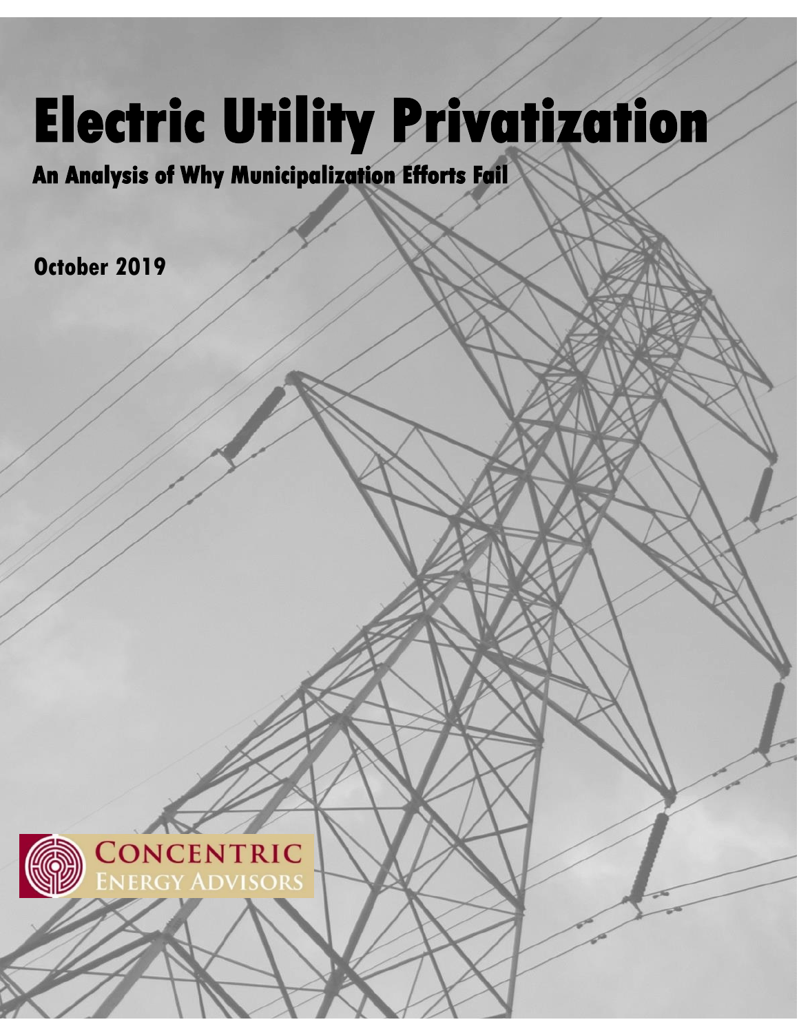# Electric Utility Privatization

## An Analysis of Why Municipalization Efforts Fail

**October 2019**

CONCENTRIC ENERGY ADVISORS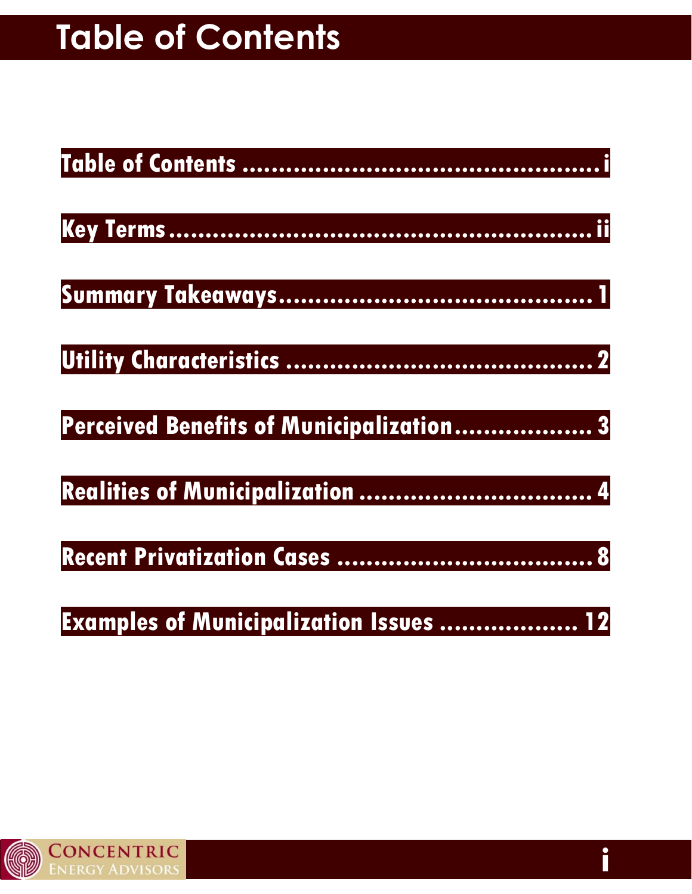# Table of Contents

**Table of Contents ................................................. i**

**Key Terms ........................................................... ii**

**Summary Takeaways............................................ 1**

**Utility Characteristics ........................................... 2**

**Perceived Benefits of Municipalization.................... 3**

**Realities of Municipalization ................................. 4**

**Recent Privatization Cases .................................... 8**

**Examples of Municipalization Issues ................... 12**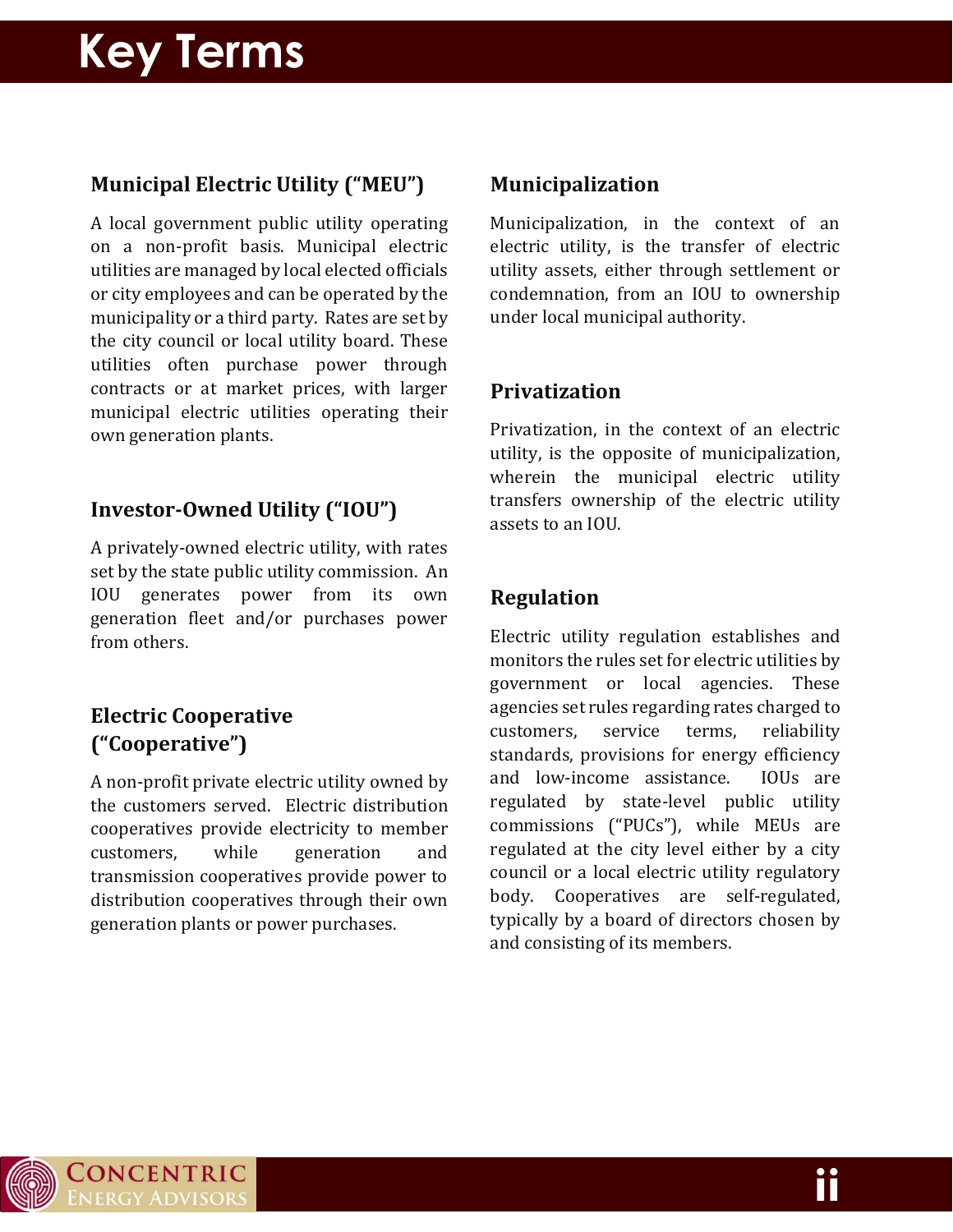# Key Terms

### Municipal Electric Utility ("MEU")

A local government public utility operating on a non-profit basis. Municipal electric utilities are managed by local elected officials or city employees and can be operated by the municipality or a third party. Rates are set by the city council or local utility board. These utilities often purchase power through contracts or at market prices, with larger municipal electric utilities operating their own generation plants.

### Investor-Owned Utility ("IOU")

A privately-owned electric utility, with rates set by the state public utility commission. An IOU generates power from its own generation fleet and/or purchases power from others.

### Electric Cooperative ("Cooperative")

A non-profit private electric utility owned by the customers served. Electric distribution cooperatives provide electricity to member customers, while generation and transmission cooperatives provide power to distribution cooperatives through their own generation plants or power purchases.

### Municipalization

Municipalization, in the context of an electric utility, is the transfer of electric utility assets, either through settlement or condemnation, from an IOU to ownership under local municipal authority.

### Privatization

Privatization, in the context of an electric utility, is the opposite of municipalization, wherein the municipal electric utility transfers ownership of the electric utility assets to an IOU.

### Regulation

Electric utility regulation establishes and monitors the rules set for electric utilities by government or local agencies. These agencies set rules regarding rates charged to customers, service terms, reliability standards, provisions for energy efficiency and low-income assistance. IOUs are regulated by state-level public utility commissions ("PUCs"), while MEUs are regulated at the city level either by a city council or a local electric utility regulatory body. Cooperatives are self-regulated, typically by a board of directors chosen by and consisting of its members.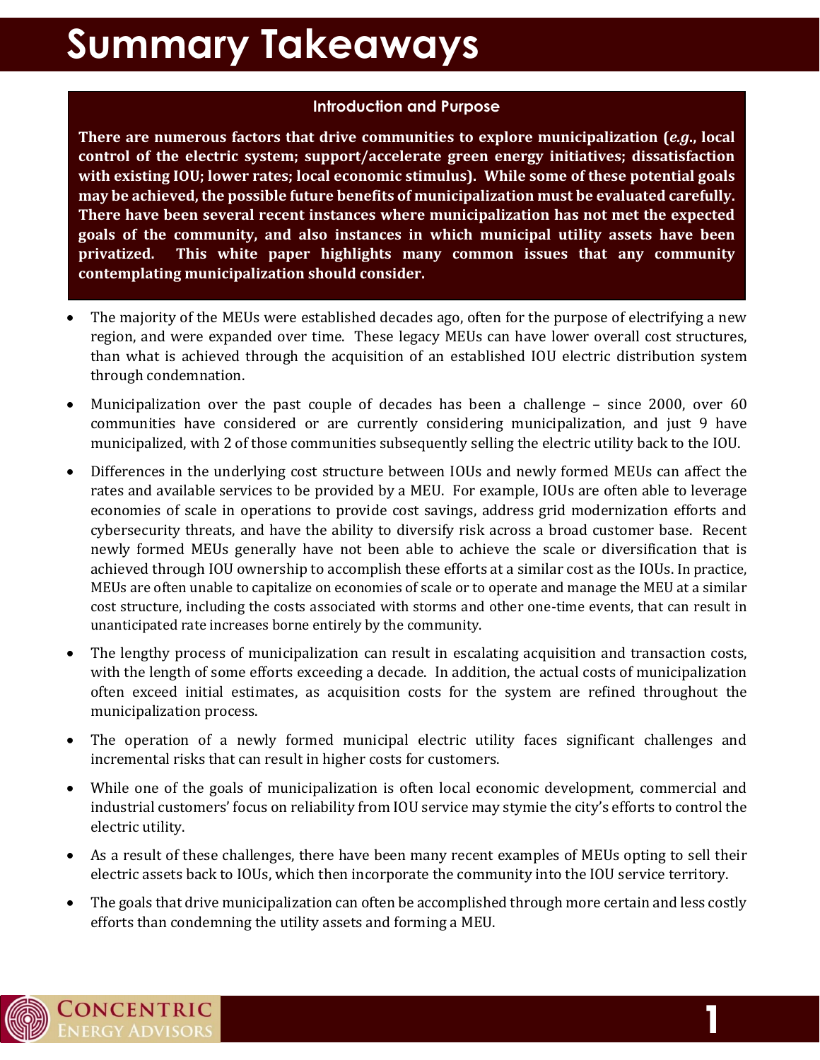# Summary Takeaways

**Introduction and Purpose**

**There are numerous factors that drive communities to explore municipalization (*e.g.*, local control of the electric system; support/accelerate green energy initiatives; dissatisfaction with existing IOU; lower rates; local economic stimulus). While some of these potential goals may be achieved, the possible future benefits of municipalization must be evaluated carefully. There have been several recent instances where municipalization has not met the expected goals of the community, and also instances in which municipal utility assets have been privatized. This white paper highlights many common issues that any community contemplating municipalization should consider.**

- The majority of the MEUs were established decades ago, often for the purpose of electrifying a new region, and were expanded over time. These legacy MEUs can have lower overall cost structures, than what is achieved through the acquisition of an established IOU electric distribution system through condemnation.
- Municipalization over the past couple of decades has been a challenge – since 2000, over 60 communities have considered or are currently considering municipalization, and just 9 have municipalized, with 2 of those communities subsequently selling the electric utility back to the IOU.
- Differences in the underlying cost structure between IOUs and newly formed MEUs can affect the rates and available services to be provided by a MEU. For example, IOUs are often able to leverage economies of scale in operations to provide cost savings, address grid modernization efforts and cybersecurity threats, and have the ability to diversify risk across a broad customer base. Recent newly formed MEUs generally have not been able to achieve the scale or diversification that is achieved through IOU ownership to accomplish these efforts at a similar cost as the IOUs. In practice, MEUs are often unable to capitalize on economies of scale or to operate and manage the MEU at a similar cost structure, including the costs associated with storms and other one-time events, that can result in unanticipated rate increases borne entirely by the community.
- The lengthy process of municipalization can result in escalating acquisition and transaction costs, with the length of some efforts exceeding a decade. In addition, the actual costs of municipalization often exceed initial estimates, as acquisition costs for the system are refined throughout the municipalization process.
- The operation of a newly formed municipal electric utility faces significant challenges and incremental risks that can result in higher costs for customers.
- While one of the goals of municipalization is often local economic development, commercial and industrial customers' focus on reliability from IOU service may stymie the city's efforts to control the electric utility.
- As a result of these challenges, there have been many recent examples of MEUs opting to sell their electric assets back to IOUs, which then incorporate the community into the IOU service territory.
- The goals that drive municipalization can often be accomplished through more certain and less costly efforts than condemning the utility assets and forming a MEU.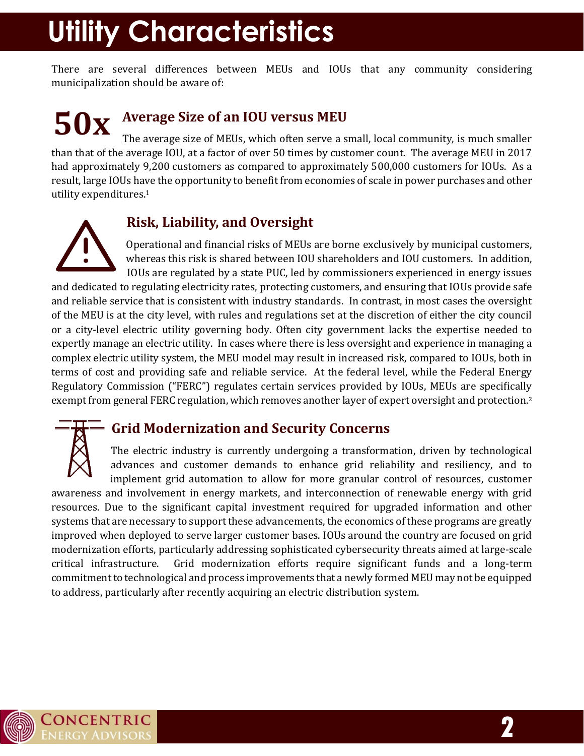# Utility Characteristics

There are several differences between MEUs and IOUs that any community considering municipalization should be aware of:

## 50x Average Size of an IOU versus MEU

The average size of MEUs, which often serve a small, local community, is much smaller than that of the average IOU, at a factor of over 50 times by customer count. The average MEU in 2017 had approximately 9,200 customers as compared to approximately 500,000 customers for IOUs. As a result, large IOUs have the opportunity to benefit from economies of scale in power purchases and other utility expenditures.[1]

## Risk, Liability, and Oversight

Operational and financial risks of MEUs are borne exclusively by municipal customers, whereas this risk is shared between IOU shareholders and IOU customers. In addition, IOUs are regulated by a state PUC, led by commissioners experienced in energy issues and dedicated to regulating electricity rates, protecting customers, and ensuring that IOUs provide safe and reliable service that is consistent with industry standards. In contrast, in most cases the oversight of the MEU is at the city level, with rules and regulations set at the discretion of either the city council or a city-level electric utility governing body. Often city government lacks the expertise needed to expertly manage an electric utility. In cases where there is less oversight and experience in managing a complex electric utility system, the MEU model may result in increased risk, compared to IOUs, both in terms of cost and providing safe and reliable service. At the federal level, while the Federal Energy Regulatory Commission ("FERC") regulates certain services provided by IOUs, MEUs are specifically exempt from general FERC regulation, which removes another layer of expert oversight and protection.[2]

## Grid Modernization and Security Concerns

The electric industry is currently undergoing a transformation, driven by technological advances and customer demands to enhance grid reliability and resiliency, and to implement grid automation to allow for more granular control of resources, customer awareness and involvement in energy markets, and interconnection of renewable energy with grid resources. Due to the significant capital investment required for upgraded information and other systems that are necessary to support these advancements, the economics of these programs are greatly improved when deployed to serve larger customer bases. IOUs around the country are focused on grid modernization efforts, particularly addressing sophisticated cybersecurity threats aimed at large-scale critical infrastructure. Grid modernization efforts require significant funds and a long-term commitment to technological and process improvements that a newly formed MEU may not be equipped to address, particularly after recently acquiring an electric distribution system.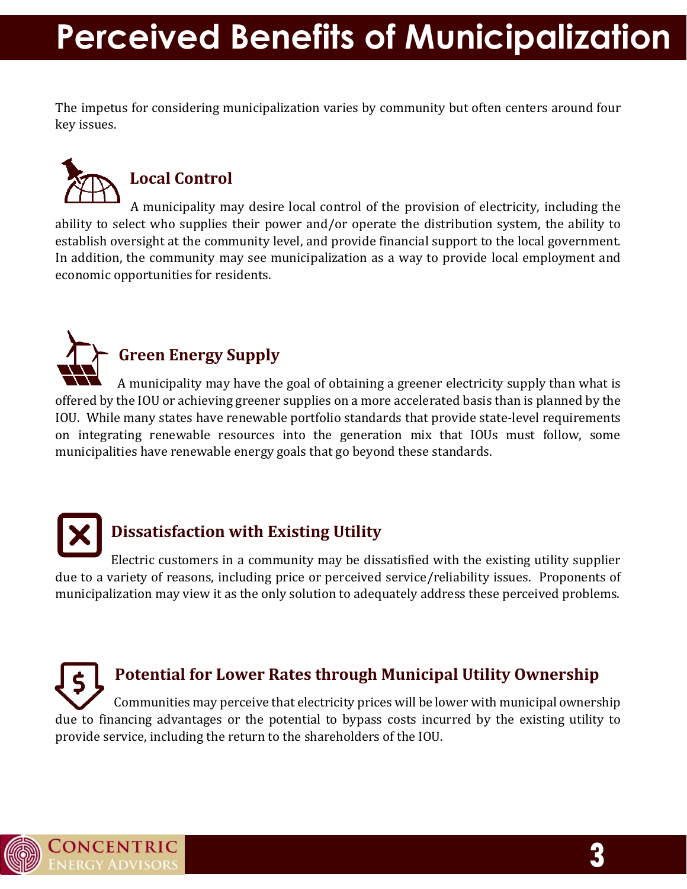# Perceived Benefits of Municipalization

The impetus for considering municipalization varies by community but often centers around four key issues.

## Local Control

A municipality may desire local control of the provision of electricity, including the ability to select who supplies their power and/or operate the distribution system, the ability to establish oversight at the community level, and provide financial support to the local government. In addition, the community may see municipalization as a way to provide local employment and economic opportunities for residents.

## Green Energy Supply

A municipality may have the goal of obtaining a greener electricity supply than what is offered by the IOU or achieving greener supplies on a more accelerated basis than is planned by the IOU. While many states have renewable portfolio standards that provide state-level requirements on integrating renewable resources into the generation mix that IOUs must follow, some municipalities have renewable energy goals that go beyond these standards.

## Dissatisfaction with Existing Utility

Electric customers in a community may be dissatisfied with the existing utility supplier due to a variety of reasons, including price or perceived service/reliability issues. Proponents of municipalization may view it as the only solution to adequately address these perceived problems.

## Potential for Lower Rates through Municipal Utility Ownership

Communities may perceive that electricity prices will be lower with municipal ownership due to financing advantages or the potential to bypass costs incurred by the existing utility to provide service, including the return to the shareholders of the IOU.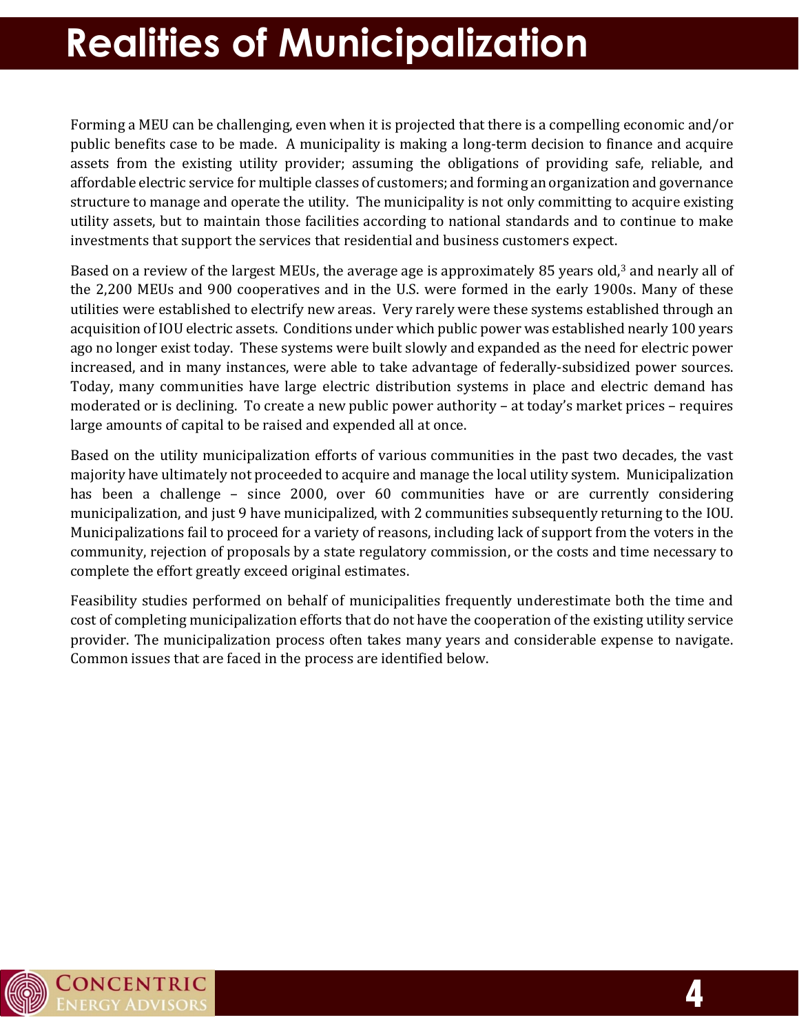# Realities of Municipalization

Forming a MEU can be challenging, even when it is projected that there is a compelling economic and/or public benefits case to be made. A municipality is making a long-term decision to finance and acquire assets from the existing utility provider; assuming the obligations of providing safe, reliable, and affordable electric service for multiple classes of customers; and forming an organization and governance structure to manage and operate the utility. The municipality is not only committing to acquire existing utility assets, but to maintain those facilities according to national standards and to continue to make investments that support the services that residential and business customers expect.

Based on a review of the largest MEUs, the average age is approximately 85 years old,[3] and nearly all of the 2,200 MEUs and 900 cooperatives and in the U.S. were formed in the early 1900s. Many of these utilities were established to electrify new areas. Very rarely were these systems established through an acquisition of IOU electric assets. Conditions under which public power was established nearly 100 years ago no longer exist today. These systems were built slowly and expanded as the need for electric power increased, and in many instances, were able to take advantage of federally-subsidized power sources. Today, many communities have large electric distribution systems in place and electric demand has moderated or is declining. To create a new public power authority – at today's market prices – requires large amounts of capital to be raised and expended all at once.

Based on the utility municipalization efforts of various communities in the past two decades, the vast majority have ultimately not proceeded to acquire and manage the local utility system. Municipalization has been a challenge – since 2000, over 60 communities have or are currently considering municipalization, and just 9 have municipalized, with 2 communities subsequently returning to the IOU. Municipalizations fail to proceed for a variety of reasons, including lack of support from the voters in the community, rejection of proposals by a state regulatory commission, or the costs and time necessary to complete the effort greatly exceed original estimates.

Feasibility studies performed on behalf of municipalities frequently underestimate both the time and cost of completing municipalization efforts that do not have the cooperation of the existing utility service provider. The municipalization process often takes many years and considerable expense to navigate. Common issues that are faced in the process are identified below.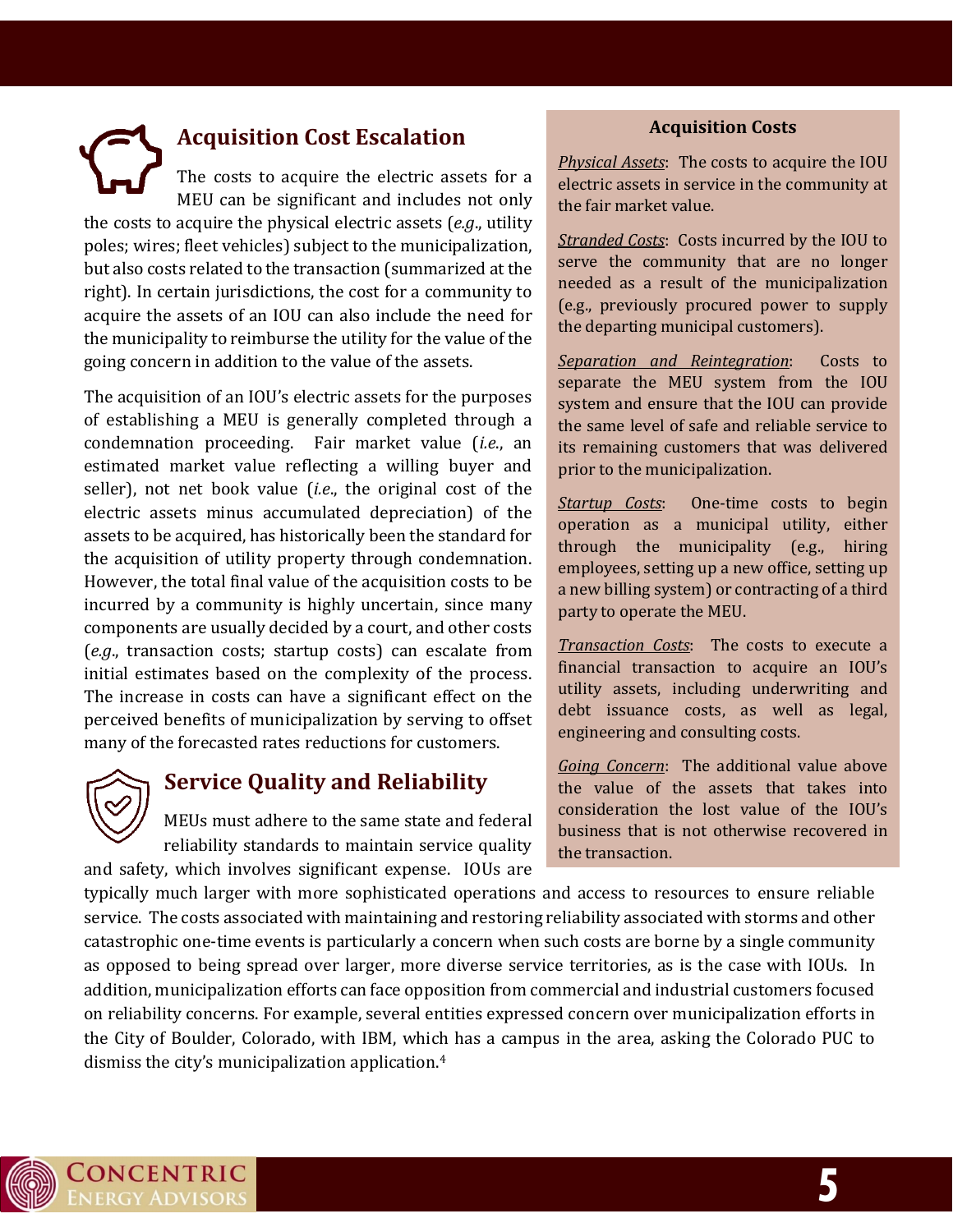## Acquisition Cost Escalation

The costs to acquire the electric assets for a MEU can be significant and includes not only the costs to acquire the physical electric assets (*e.g.*, utility poles; wires; fleet vehicles) subject to the municipalization, but also costs related to the transaction (summarized at the right). In certain jurisdictions, the cost for a community to acquire the assets of an IOU can also include the need for the municipality to reimburse the utility for the value of the going concern in addition to the value of the assets.

The acquisition of an IOU's electric assets for the purposes of establishing a MEU is generally completed through a condemnation proceeding. Fair market value (*i.e.*, an estimated market value reflecting a willing buyer and seller), not net book value (*i.e.*, the original cost of the electric assets minus accumulated depreciation) of the assets to be acquired, has historically been the standard for the acquisition of utility property through condemnation. However, the total final value of the acquisition costs to be incurred by a community is highly uncertain, since many components are usually decided by a court, and other costs (*e.g.*, transaction costs; startup costs) can escalate from initial estimates based on the complexity of the process. The increase in costs can have a significant effect on the perceived benefits of municipalization by serving to offset many of the forecasted rates reductions for customers.

**Acquisition Costs**

*Physical Assets*: The costs to acquire the IOU electric assets in service in the community at the fair market value.

*Stranded Costs*: Costs incurred by the IOU to serve the community that are no longer needed as a result of the municipalization (e.g., previously procured power to supply the departing municipal customers).

*Separation and Reintegration*: Costs to separate the MEU system from the IOU system and ensure that the IOU can provide the same level of safe and reliable service to its remaining customers that was delivered prior to the municipalization.

*Startup Costs*: One-time costs to begin operation as a municipal utility, either through the municipality (e.g., hiring employees, setting up a new office, setting up a new billing system) or contracting of a third party to operate the MEU.

*Transaction Costs*: The costs to execute a financial transaction to acquire an IOU's utility assets, including underwriting and debt issuance costs, as well as legal, engineering and consulting costs.

*Going Concern*: The additional value above the value of the assets that takes into consideration the lost value of the IOU's business that is not otherwise recovered in the transaction.

## Service Quality and Reliability

MEUs must adhere to the same state and federal reliability standards to maintain service quality and safety, which involves significant expense. IOUs are typically much larger with more sophisticated operations and access to resources to ensure reliable service. The costs associated with maintaining and restoring reliability associated with storms and other catastrophic one-time events is particularly a concern when such costs are borne by a single community as opposed to being spread over larger, more diverse service territories, as is the case with IOUs. In addition, municipalization efforts can face opposition from commercial and industrial customers focused on reliability concerns. For example, several entities expressed concern over municipalization efforts in the City of Boulder, Colorado, with IBM, which has a campus in the area, asking the Colorado PUC to dismiss the city's municipalization application.[4]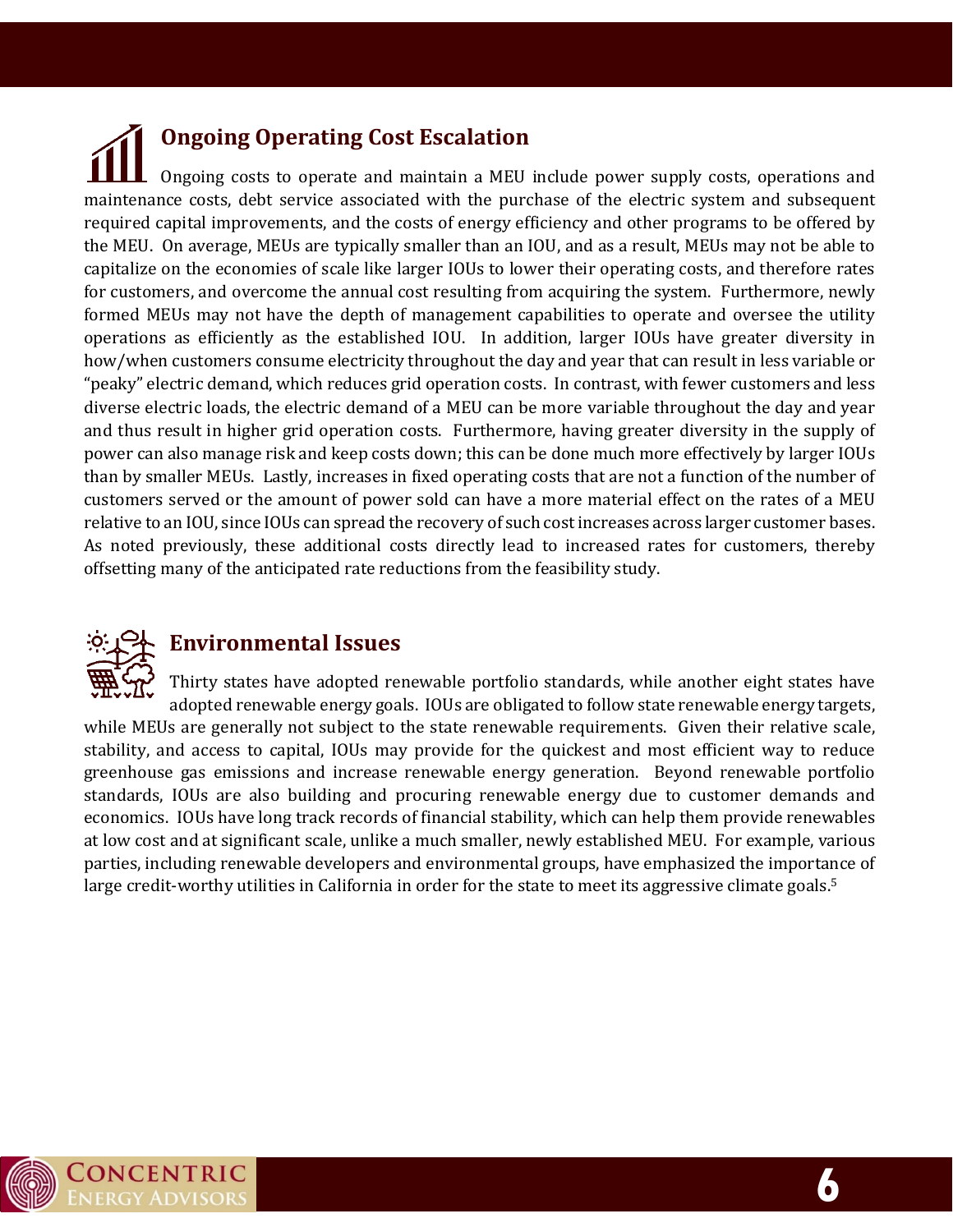## Ongoing Operating Cost Escalation

Ongoing costs to operate and maintain a MEU include power supply costs, operations and maintenance costs, debt service associated with the purchase of the electric system and subsequent required capital improvements, and the costs of energy efficiency and other programs to be offered by the MEU. On average, MEUs are typically smaller than an IOU, and as a result, MEUs may not be able to capitalize on the economies of scale like larger IOUs to lower their operating costs, and therefore rates for customers, and overcome the annual cost resulting from acquiring the system. Furthermore, newly formed MEUs may not have the depth of management capabilities to operate and oversee the utility operations as efficiently as the established IOU. In addition, larger IOUs have greater diversity in how/when customers consume electricity throughout the day and year that can result in less variable or "peaky" electric demand, which reduces grid operation costs. In contrast, with fewer customers and less diverse electric loads, the electric demand of a MEU can be more variable throughout the day and year and thus result in higher grid operation costs. Furthermore, having greater diversity in the supply of power can also manage risk and keep costs down; this can be done much more effectively by larger IOUs than by smaller MEUs. Lastly, increases in fixed operating costs that are not a function of the number of customers served or the amount of power sold can have a more material effect on the rates of a MEU relative to an IOU, since IOUs can spread the recovery of such cost increases across larger customer bases. As noted previously, these additional costs directly lead to increased rates for customers, thereby offsetting many of the anticipated rate reductions from the feasibility study.

## Environmental Issues

Thirty states have adopted renewable portfolio standards, while another eight states have adopted renewable energy goals. IOUs are obligated to follow state renewable energy targets, while MEUs are generally not subject to the state renewable requirements. Given their relative scale, stability, and access to capital, IOUs may provide for the quickest and most efficient way to reduce greenhouse gas emissions and increase renewable energy generation. Beyond renewable portfolio standards, IOUs are also building and procuring renewable energy due to customer demands and economics. IOUs have long track records of financial stability, which can help them provide renewables at low cost and at significant scale, unlike a much smaller, newly established MEU. For example, various parties, including renewable developers and environmental groups, have emphasized the importance of large credit-worthy utilities in California in order for the state to meet its aggressive climate goals.[5]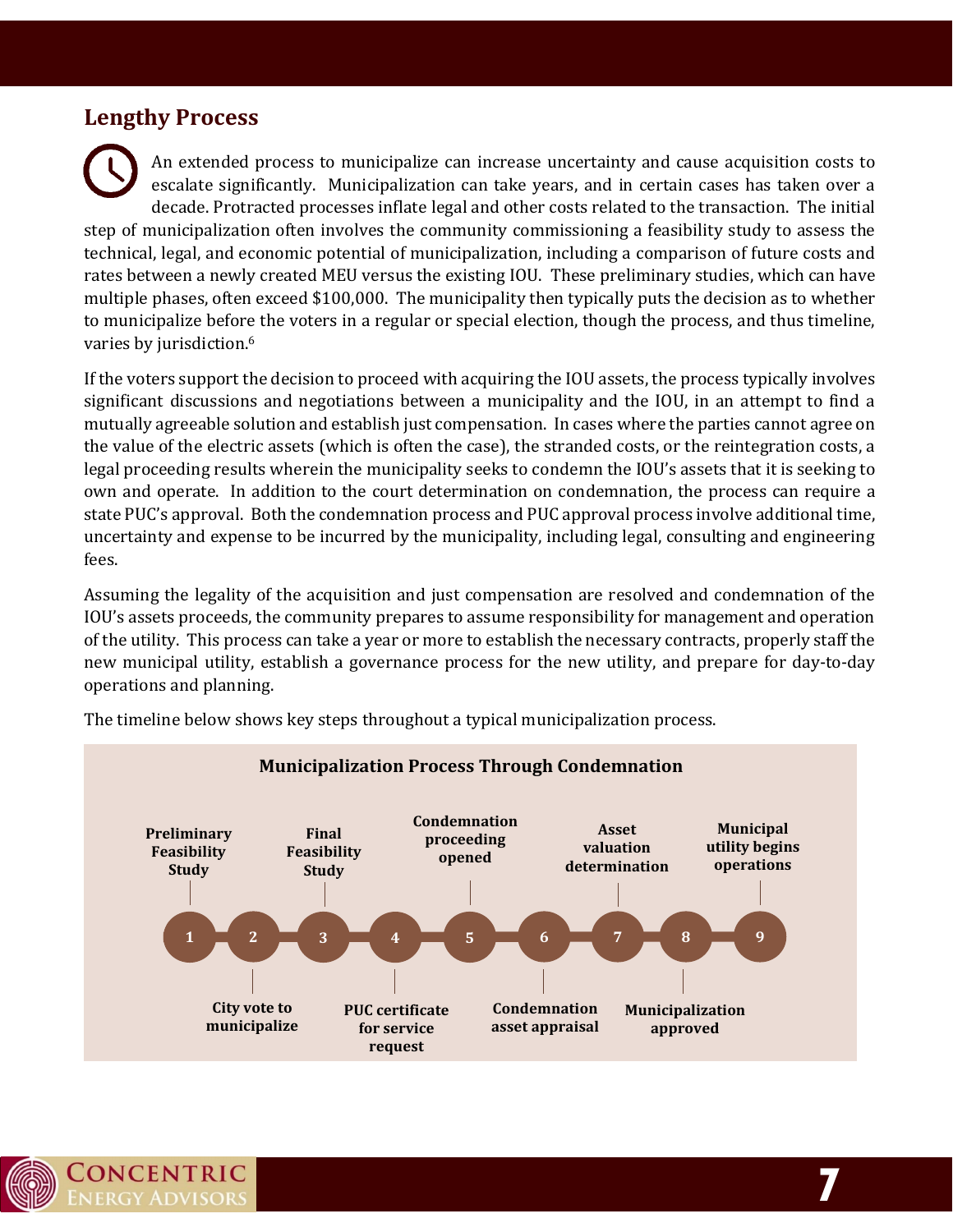## Lengthy Process

An extended process to municipalize can increase uncertainty and cause acquisition costs to escalate significantly. Municipalization can take years, and in certain cases has taken over a decade. Protracted processes inflate legal and other costs related to the transaction. The initial step of municipalization often involves the community commissioning a feasibility study to assess the technical, legal, and economic potential of municipalization, including a comparison of future costs and rates between a newly created MEU versus the existing IOU. These preliminary studies, which can have multiple phases, often exceed $100,000. The municipality then typically puts the decision as to whether to municipalize before the voters in a regular or special election, though the process, and thus timeline, varies by jurisdiction.[6]

If the voters support the decision to proceed with acquiring the IOU assets, the process typically involves significant discussions and negotiations between a municipality and the IOU, in an attempt to find a mutually agreeable solution and establish just compensation. In cases where the parties cannot agree on the value of the electric assets (which is often the case), the stranded costs, or the reintegration costs, a legal proceeding results wherein the municipality seeks to condemn the IOU's assets that it is seeking to own and operate. In addition to the court determination on condemnation, the process can require a state PUC's approval. Both the condemnation process and PUC approval process involve additional time, uncertainty and expense to be incurred by the municipality, including legal, consulting and engineering fees.

Assuming the legality of the acquisition and just compensation are resolved and condemnation of the IOU's assets proceeds, the community prepares to assume responsibility for management and operation of the utility. This process can take a year or more to establish the necessary contracts, properly staff the new municipal utility, establish a governance process for the new utility, and prepare for day-to-day operations and planning.

The timeline below shows key steps throughout a typical municipalization process.

**Municipalization Process Through Condemnation**

1. Preliminary Feasibility Study
2. City vote to municipalize
3. Final Feasibility Study
4. PUC certificate for service request
5. Condemnation proceeding opened
6. Condemnation asset appraisal
7. Asset valuation determination
8. Municipalization approved
9. Municipal utility begins operations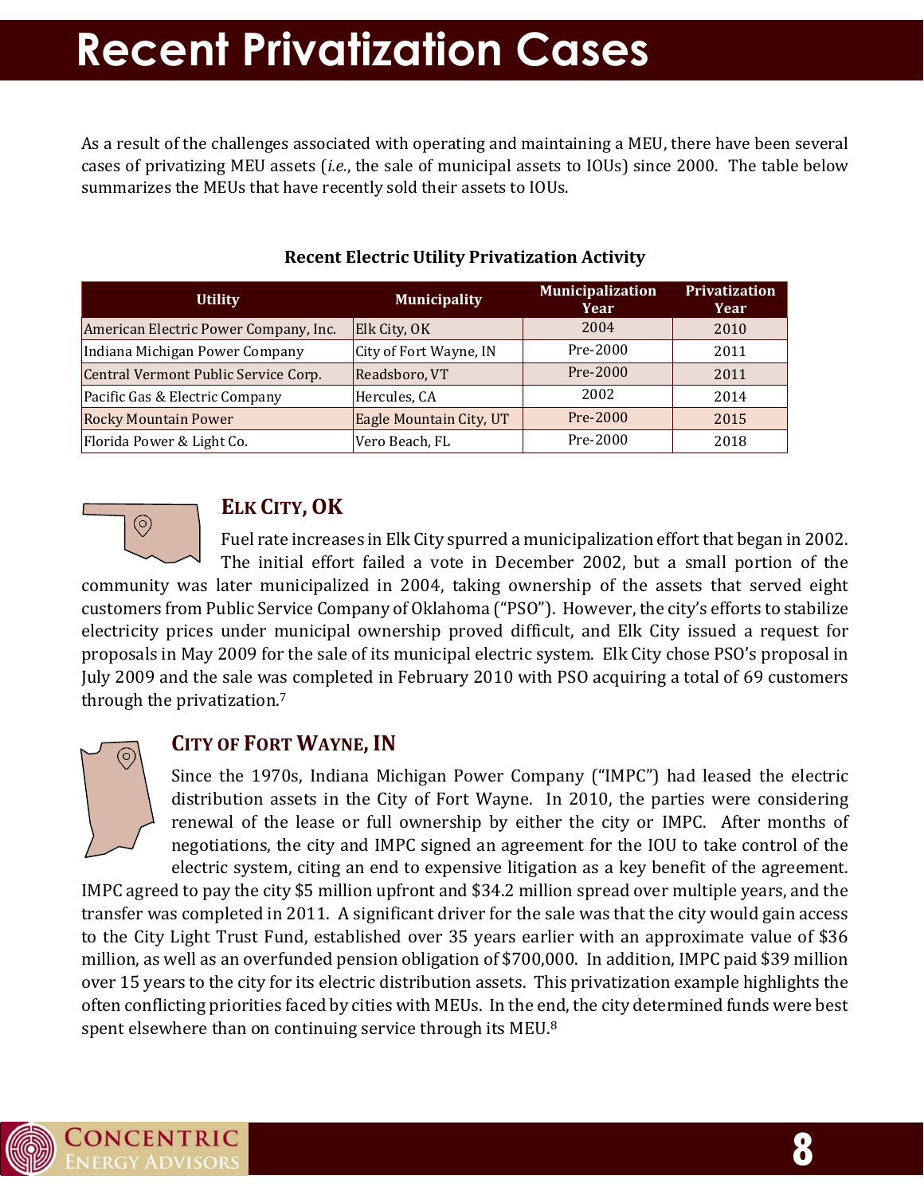# Recent Privatization Cases

As a result of the challenges associated with operating and maintaining a MEU, there have been several cases of privatizing MEU assets (*i.e.*, the sale of municipal assets to IOUs) since 2000. The table below summarizes the MEUs that have recently sold their assets to IOUs.

**Recent Electric Utility Privatization Activity**

| Utility | Municipality | Municipalization Year | Privatization Year |
|---|---|---|---|
| American Electric Power Company, Inc. | Elk City, OK | 2004 | 2010 |
| Indiana Michigan Power Company | City of Fort Wayne, IN | Pre-2000 | 2011 |
| Central Vermont Public Service Corp. | Readsboro, VT | Pre-2000 | 2011 |
| Pacific Gas & Electric Company | Hercules, CA | 2002 | 2014 |
| Rocky Mountain Power | Eagle Mountain City, UT | Pre-2000 | 2015 |
| Florida Power & Light Co. | Vero Beach, FL | Pre-2000 | 2018 |

### Elk City, OK

Fuel rate increases in Elk City spurred a municipalization effort that began in 2002. The initial effort failed a vote in December 2002, but a small portion of the community was later municipalized in 2004, taking ownership of the assets that served eight customers from Public Service Company of Oklahoma ("PSO"). However, the city's efforts to stabilize electricity prices under municipal ownership proved difficult, and Elk City issued a request for proposals in May 2009 for the sale of its municipal electric system. Elk City chose PSO's proposal in July 2009 and the sale was completed in February 2010 with PSO acquiring a total of 69 customers through the privatization.[7]

### City of Fort Wayne, IN

Since the 1970s, Indiana Michigan Power Company ("IMPC") had leased the electric distribution assets in the City of Fort Wayne. In 2010, the parties were considering renewal of the lease or full ownership by either the city or IMPC. After months of negotiations, the city and IMPC signed an agreement for the IOU to take control of the electric system, citing an end to expensive litigation as a key benefit of the agreement. IMPC agreed to pay the city $5 million upfront and $34.2 million spread over multiple years, and the transfer was completed in 2011. A significant driver for the sale was that the city would gain access to the City Light Trust Fund, established over 35 years earlier with an approximate value of $36 million, as well as an overfunded pension obligation of $700,000. In addition, IMPC paid $39 million over 15 years to the city for its electric distribution assets. This privatization example highlights the often conflicting priorities faced by cities with MEUs. In the end, the city determined funds were best spent elsewhere than on continuing service through its MEU.[8]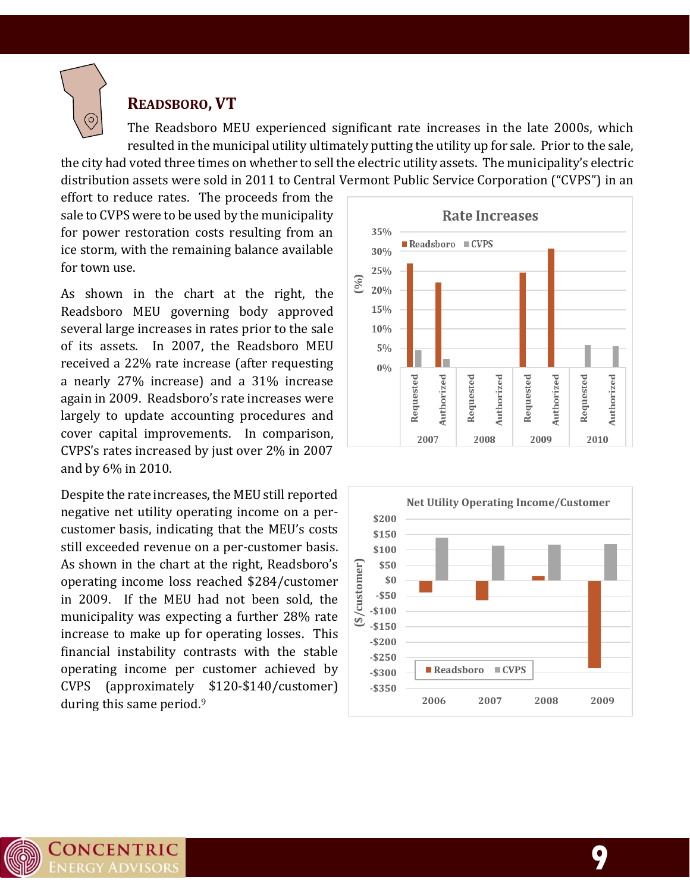## READSBORO, VT

The Readsboro MEU experienced significant rate increases in the late 2000s, which resulted in the municipal utility ultimately putting the utility up for sale. Prior to the sale, the city had voted three times on whether to sell the electric utility assets. The municipality's electric distribution assets were sold in 2011 to Central Vermont Public Service Corporation ("CVPS") in an effort to reduce rates. The proceeds from the sale to CVPS were to be used by the municipality for power restoration costs resulting from an ice storm, with the remaining balance available for town use.

As shown in the chart at the right, the Readsboro MEU governing body approved several large increases in rates prior to the sale of its assets. In 2007, the Readsboro MEU received a 22% rate increase (after requesting a nearly 27% increase) and a 31% increase again in 2009. Readsboro's rate increases were largely to update accounting procedures and cover capital improvements. In comparison, CVPS's rates increased by just over 2% in 2007 and by 6% in 2010.

Rate Increases

35%
30%
25%
20%
15%
10%
5%
0%

(%)

Readsboro CVPS

Requested Authorized Requested Authorized Requested Authorized Requested Authorized

2007 2008 2009 2010

Despite the rate increases, the MEU still reported negative net utility operating income on a per-customer basis, indicating that the MEU's costs still exceeded revenue on a per-customer basis. As shown in the chart at the right, Readsboro's operating income loss reached $284/customer in 2009. If the MEU had not been sold, the municipality was expecting a further 28% rate increase to make up for operating losses. This financial instability contrasts with the stable operating income per customer achieved by CVPS (approximately $120-$140/customer) during this same period.[9]

Net Utility Operating Income/Customer

$200
$150
$100
$50
$0
-$50
-$100
-$150
-$200
-$250
-$300
-$350

($/customer)

Readsboro CVPS

2006 2007 2008 2009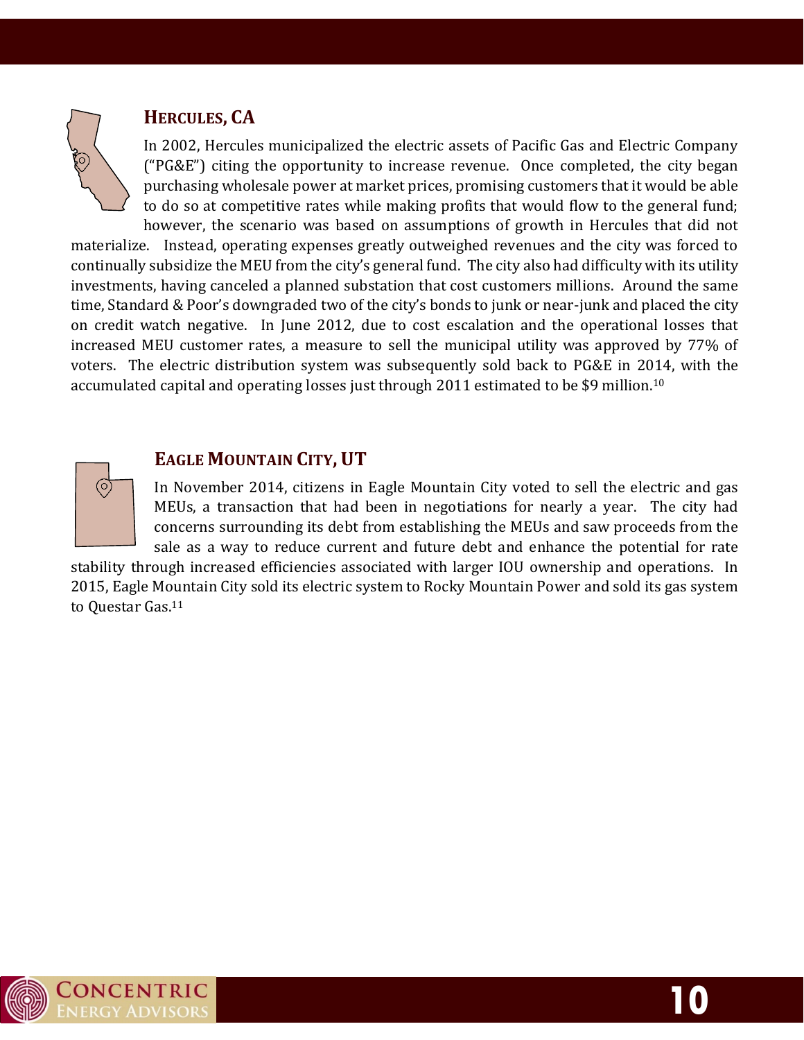### HERCULES, CA

In 2002, Hercules municipalized the electric assets of Pacific Gas and Electric Company ("PG&E") citing the opportunity to increase revenue. Once completed, the city began purchasing wholesale power at market prices, promising customers that it would be able to do so at competitive rates while making profits that would flow to the general fund; however, the scenario was based on assumptions of growth in Hercules that did not materialize. Instead, operating expenses greatly outweighed revenues and the city was forced to continually subsidize the MEU from the city's general fund. The city also had difficulty with its utility investments, having canceled a planned substation that cost customers millions. Around the same time, Standard & Poor's downgraded two of the city's bonds to junk or near-junk and placed the city on credit watch negative. In June 2012, due to cost escalation and the operational losses that increased MEU customer rates, a measure to sell the municipal utility was approved by 77% of voters. The electric distribution system was subsequently sold back to PG&E in 2014, with the accumulated capital and operating losses just through 2011 estimated to be $9 million.[10]

### EAGLE MOUNTAIN CITY, UT

In November 2014, citizens in Eagle Mountain City voted to sell the electric and gas MEUs, a transaction that had been in negotiations for nearly a year. The city had concerns surrounding its debt from establishing the MEUs and saw proceeds from the sale as a way to reduce current and future debt and enhance the potential for rate stability through increased efficiencies associated with larger IOU ownership and operations. In 2015, Eagle Mountain City sold its electric system to Rocky Mountain Power and sold its gas system to Questar Gas.[11]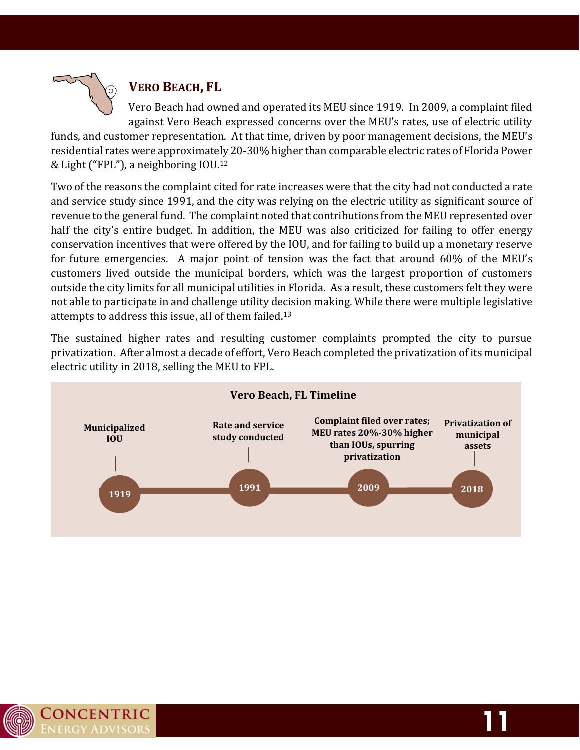## VERO BEACH, FL

Vero Beach had owned and operated its MEU since 1919. In 2009, a complaint filed against Vero Beach expressed concerns over the MEU's rates, use of electric utility funds, and customer representation. At that time, driven by poor management decisions, the MEU's residential rates were approximately 20-30% higher than comparable electric rates of Florida Power & Light ("FPL"), a neighboring IOU.[12]

Two of the reasons the complaint cited for rate increases were that the city had not conducted a rate and service study since 1991, and the city was relying on the electric utility as significant source of revenue to the general fund. The complaint noted that contributions from the MEU represented over half the city's entire budget. In addition, the MEU was also criticized for failing to offer energy conservation incentives that were offered by the IOU, and for failing to build up a monetary reserve for future emergencies. A major point of tension was the fact that around 60% of the MEU's customers lived outside the municipal borders, which was the largest proportion of customers outside the city limits for all municipal utilities in Florida. As a result, these customers felt they were not able to participate in and challenge utility decision making. While there were multiple legislative attempts to address this issue, all of them failed.[13]

The sustained higher rates and resulting customer complaints prompted the city to pursue privatization. After almost a decade of effort, Vero Beach completed the privatization of its municipal electric utility in 2018, selling the MEU to FPL.

**Vero Beach, FL Timeline**

**Municipalized IOU**
1919

**Rate and service study conducted**
1991

**Complaint filed over rates; MEU rates 20%-30% higher than IOUs, spurring privatization**
2009

**Privatization of municipal assets**
2018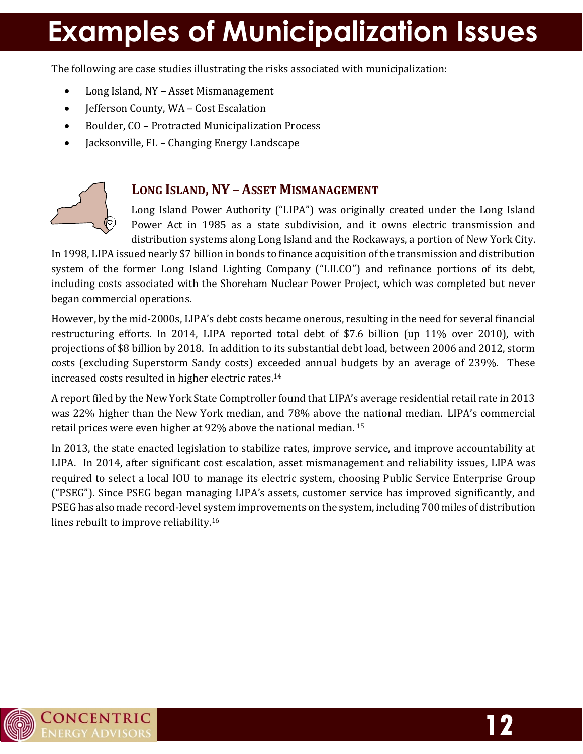# Examples of Municipalization Issues

The following are case studies illustrating the risks associated with municipalization:

- Long Island, NY – Asset Mismanagement
- Jefferson County, WA – Cost Escalation
- Boulder, CO – Protracted Municipalization Process
- Jacksonville, FL – Changing Energy Landscape

### LONG ISLAND, NY – ASSET MISMANAGEMENT

Long Island Power Authority ("LIPA") was originally created under the Long Island Power Act in 1985 as a state subdivision, and it owns electric transmission and distribution systems along Long Island and the Rockaways, a portion of New York City. In 1998, LIPA issued nearly $7 billion in bonds to finance acquisition of the transmission and distribution system of the former Long Island Lighting Company ("LILCO") and refinance portions of its debt, including costs associated with the Shoreham Nuclear Power Project, which was completed but never began commercial operations.

However, by the mid-2000s, LIPA's debt costs became onerous, resulting in the need for several financial restructuring efforts. In 2014, LIPA reported total debt of $7.6 billion (up 11% over 2010), with projections of $8 billion by 2018. In addition to its substantial debt load, between 2006 and 2012, storm costs (excluding Superstorm Sandy costs) exceeded annual budgets by an average of 239%. These increased costs resulted in higher electric rates.[14]

A report filed by the New York State Comptroller found that LIPA's average residential retail rate in 2013 was 22% higher than the New York median, and 78% above the national median. LIPA's commercial retail prices were even higher at 92% above the national median.[15]

In 2013, the state enacted legislation to stabilize rates, improve service, and improve accountability at LIPA. In 2014, after significant cost escalation, asset mismanagement and reliability issues, LIPA was required to select a local IOU to manage its electric system, choosing Public Service Enterprise Group ("PSEG"). Since PSEG began managing LIPA's assets, customer service has improved significantly, and PSEG has also made record-level system improvements on the system, including 700 miles of distribution lines rebuilt to improve reliability.[16]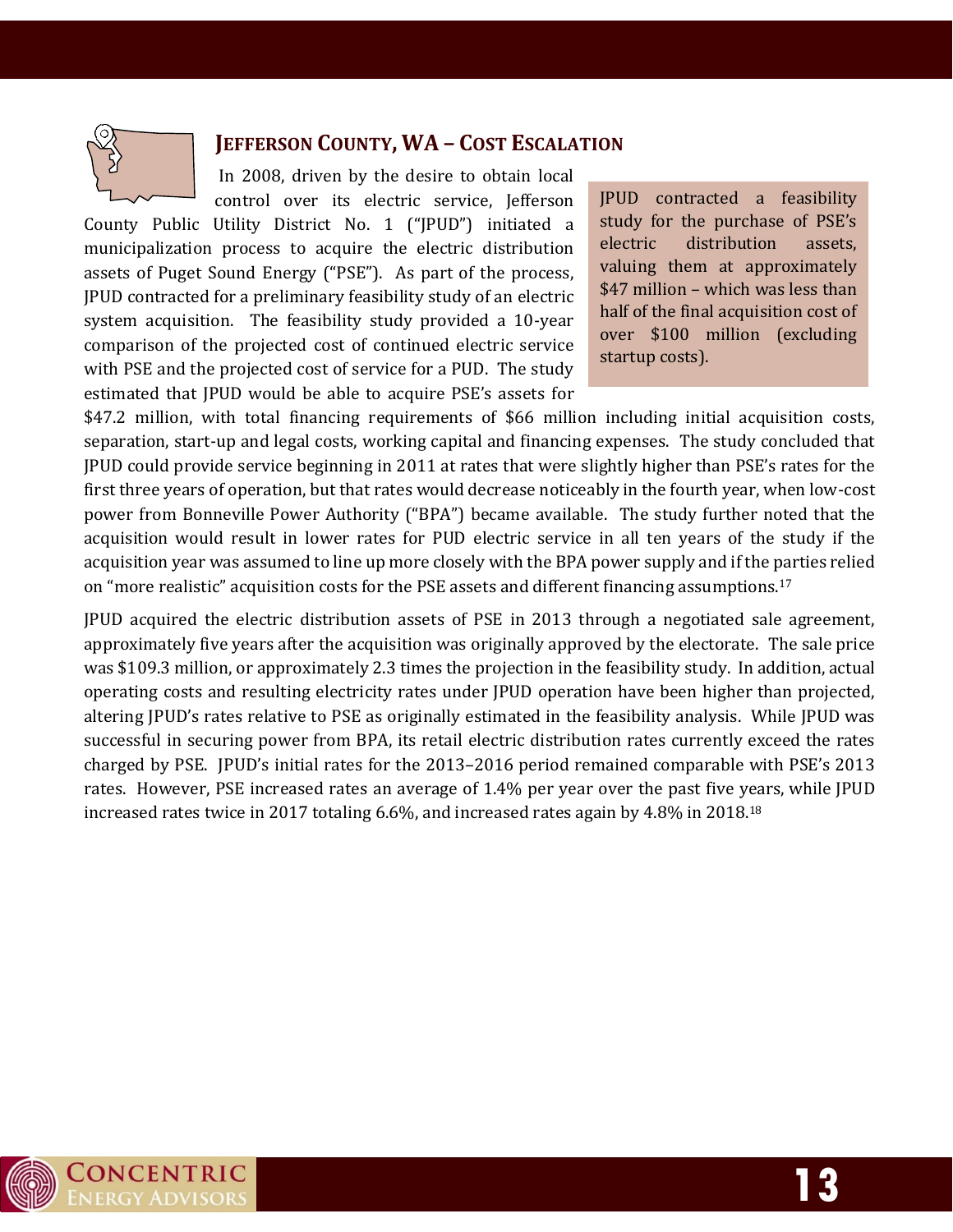## JEFFERSON COUNTY, WA – COST ESCALATION

> JPUD contracted a feasibility study for the purchase of PSE's electric distribution assets, valuing them at approximately $47 million – which was less than half of the final acquisition cost of over $100 million (excluding startup costs).

In 2008, driven by the desire to obtain local control over its electric service, Jefferson County Public Utility District No. 1 ("JPUD") initiated a municipalization process to acquire the electric distribution assets of Puget Sound Energy ("PSE"). As part of the process, JPUD contracted for a preliminary feasibility study of an electric system acquisition. The feasibility study provided a 10-year comparison of the projected cost of continued electric service with PSE and the projected cost of service for a PUD. The study estimated that JPUD would be able to acquire PSE's assets for $47.2 million, with total financing requirements of $66 million including initial acquisition costs, separation, start-up and legal costs, working capital and financing expenses. The study concluded that JPUD could provide service beginning in 2011 at rates that were slightly higher than PSE's rates for the first three years of operation, but that rates would decrease noticeably in the fourth year, when low-cost power from Bonneville Power Authority ("BPA") became available. The study further noted that the acquisition would result in lower rates for PUD electric service in all ten years of the study if the acquisition year was assumed to line up more closely with the BPA power supply and if the parties relied on "more realistic" acquisition costs for the PSE assets and different financing assumptions.[17]

JPUD acquired the electric distribution assets of PSE in 2013 through a negotiated sale agreement, approximately five years after the acquisition was originally approved by the electorate. The sale price was $109.3 million, or approximately 2.3 times the projection in the feasibility study. In addition, actual operating costs and resulting electricity rates under JPUD operation have been higher than projected, altering JPUD's rates relative to PSE as originally estimated in the feasibility analysis. While JPUD was successful in securing power from BPA, its retail electric distribution rates currently exceed the rates charged by PSE. JPUD's initial rates for the 2013–2016 period remained comparable with PSE's 2013 rates. However, PSE increased rates an average of 1.4% per year over the past five years, while JPUD increased rates twice in 2017 totaling 6.6%, and increased rates again by 4.8% in 2018.[18]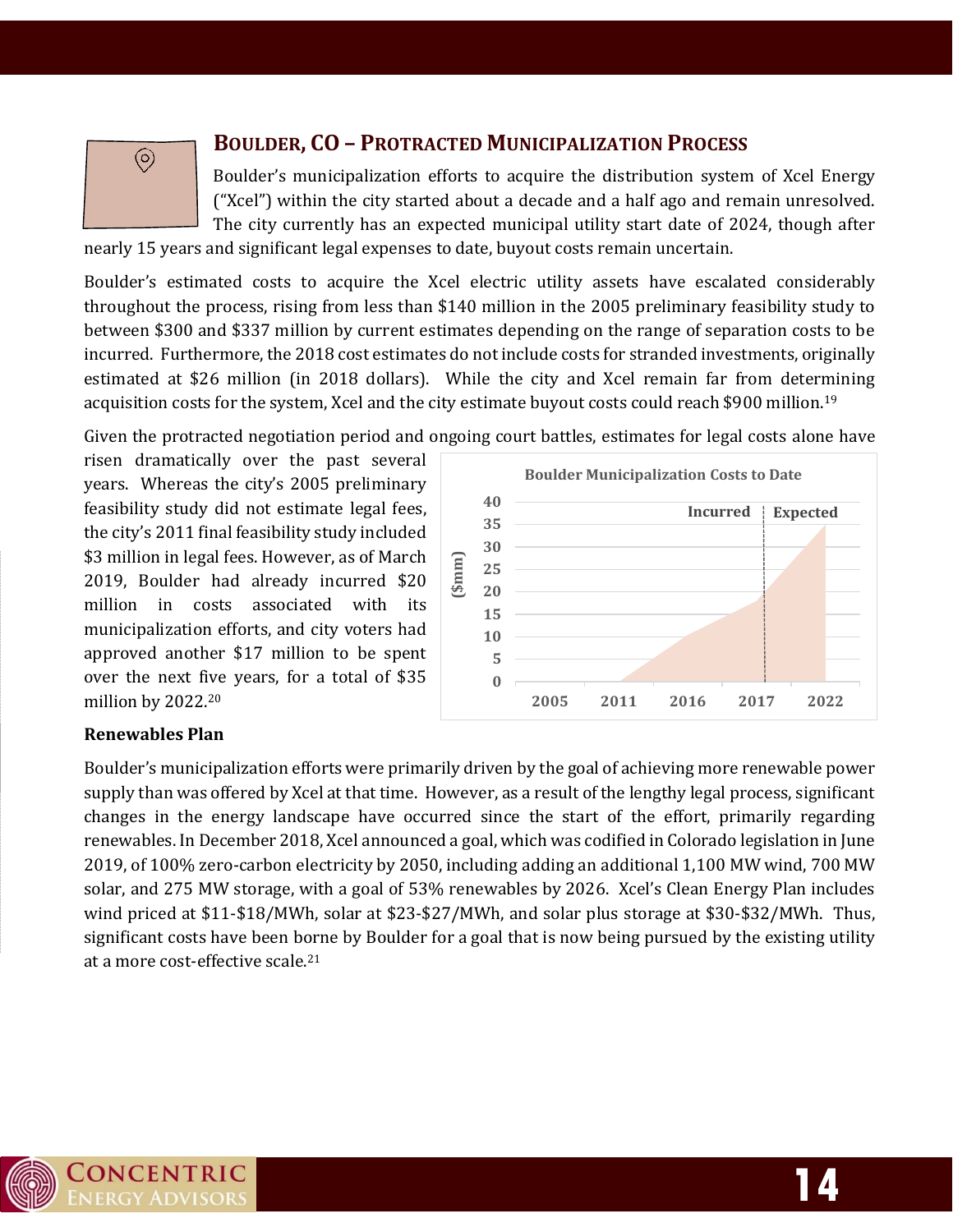## Boulder, CO – Protracted Municipalization Process

Boulder's municipalization efforts to acquire the distribution system of Xcel Energy ("Xcel") within the city started about a decade and a half ago and remain unresolved. The city currently has an expected municipal utility start date of 2024, though after nearly 15 years and significant legal expenses to date, buyout costs remain uncertain.

Boulder's estimated costs to acquire the Xcel electric utility assets have escalated considerably throughout the process, rising from less than $140 million in the 2005 preliminary feasibility study to between $300 and $337 million by current estimates depending on the range of separation costs to be incurred. Furthermore, the 2018 cost estimates do not include costs for stranded investments, originally estimated at $26 million (in 2018 dollars). While the city and Xcel remain far from determining acquisition costs for the system, Xcel and the city estimate buyout costs could reach $900 million.[19]

Given the protracted negotiation period and ongoing court battles, estimates for legal costs alone have risen dramatically over the past several years. Whereas the city's 2005 preliminary feasibility study did not estimate legal fees, the city's 2011 final feasibility study included $3 million in legal fees. However, as of March 2019, Boulder had already incurred $20 million in costs associated with its municipalization efforts, and city voters had approved another $17 million to be spent over the next five years, for a total of $35 million by 2022.[20]

Boulder Municipalization Costs to Date

($mm)

40
35
30
25
20
15
10
5
0

Incurred | Expected

2005 2011 2016 2017 2022

**Renewables Plan**

Boulder's municipalization efforts were primarily driven by the goal of achieving more renewable power supply than was offered by Xcel at that time. However, as a result of the lengthy legal process, significant changes in the energy landscape have occurred since the start of the effort, primarily regarding renewables. In December 2018, Xcel announced a goal, which was codified in Colorado legislation in June 2019, of 100% zero-carbon electricity by 2050, including adding an additional 1,100 MW wind, 700 MW solar, and 275 MW storage, with a goal of 53% renewables by 2026. Xcel's Clean Energy Plan includes wind priced at $11-$18/MWh, solar at $23-$27/MWh, and solar plus storage at $30-$32/MWh. Thus, significant costs have been borne by Boulder for a goal that is now being pursued by the existing utility at a more cost-effective scale.[21]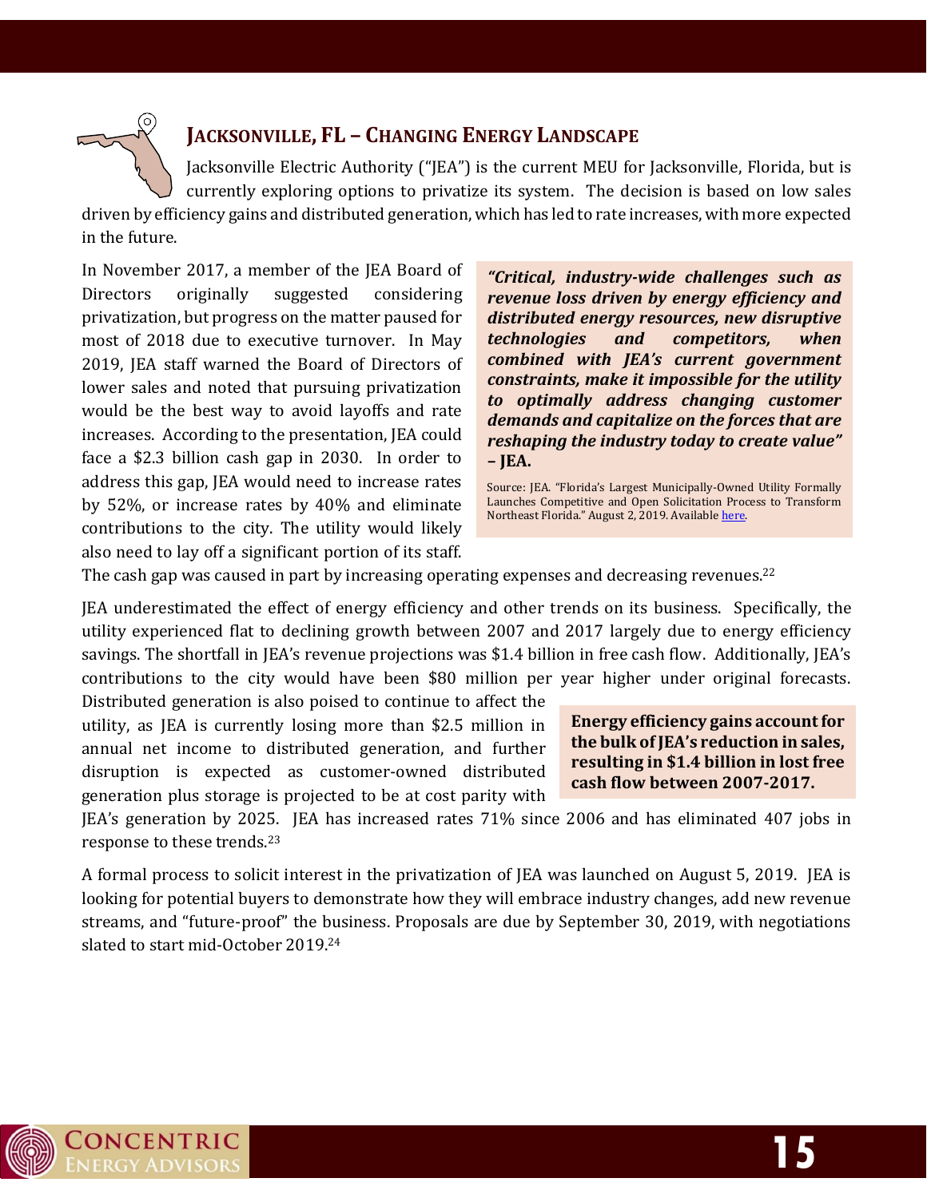## JACKSONVILLE, FL – CHANGING ENERGY LANDSCAPE

Jacksonville Electric Authority ("JEA") is the current MEU for Jacksonville, Florida, but is currently exploring options to privatize its system. The decision is based on low sales driven by efficiency gains and distributed generation, which has led to rate increases, with more expected in the future.

In November 2017, a member of the JEA Board of Directors originally suggested considering privatization, but progress on the matter paused for most of 2018 due to executive turnover. In May 2019, JEA staff warned the Board of Directors of lower sales and noted that pursuing privatization would be the best way to avoid layoffs and rate increases. According to the presentation, JEA could face a $2.3 billion cash gap in 2030. In order to address this gap, JEA would need to increase rates by 52%, or increase rates by 40% and eliminate contributions to the city. The utility would likely also need to lay off a significant portion of its staff. The cash gap was caused in part by increasing operating expenses and decreasing revenues.[22]

> ***"Critical, industry-wide challenges such as revenue loss driven by energy efficiency and distributed energy resources, new disruptive technologies and competitors, when combined with JEA's current government constraints, make it impossible for the utility to optimally address changing customer demands and capitalize on the forces that are reshaping the industry today to create value" –*** **JEA.**
>
> Source: JEA. "Florida's Largest Municipally-Owned Utility Formally Launches Competitive and Open Solicitation Process to Transform Northeast Florida." August 2, 2019. Available here.

JEA underestimated the effect of energy efficiency and other trends on its business. Specifically, the utility experienced flat to declining growth between 2007 and 2017 largely due to energy efficiency savings. The shortfall in JEA's revenue projections was $1.4 billion in free cash flow. Additionally, JEA's contributions to the city would have been $80 million per year higher under original forecasts. Distributed generation is also poised to continue to affect the utility, as JEA is currently losing more than $2.5 million in annual net income to distributed generation, and further disruption is expected as customer-owned distributed generation plus storage is projected to be at cost parity with JEA's generation by 2025. JEA has increased rates 71% since 2006 and has eliminated 407 jobs in response to these trends.[23]

> **Energy efficiency gains account for the bulk of JEA's reduction in sales, resulting in $1.4 billion in lost free cash flow between 2007-2017.**

A formal process to solicit interest in the privatization of JEA was launched on August 5, 2019. JEA is looking for potential buyers to demonstrate how they will embrace industry changes, add new revenue streams, and "future-proof" the business. Proposals are due by September 30, 2019, with negotiations slated to start mid-October 2019.[24]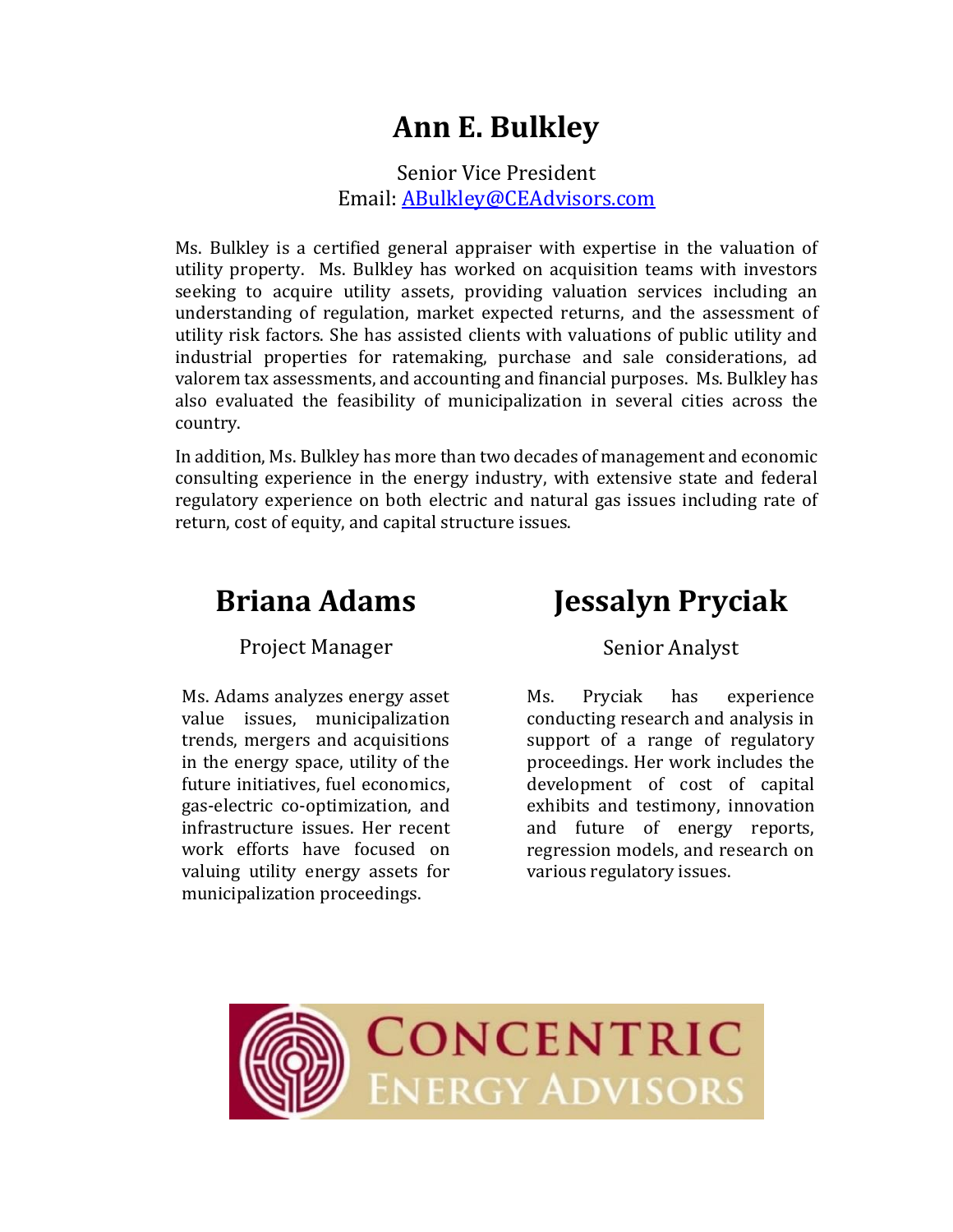# Ann E. Bulkley

Senior Vice President
Email: ABulkley@CEAdvisors.com

Ms. Bulkley is a certified general appraiser with expertise in the valuation of utility property. Ms. Bulkley has worked on acquisition teams with investors seeking to acquire utility assets, providing valuation services including an understanding of regulation, market expected returns, and the assessment of utility risk factors. She has assisted clients with valuations of public utility and industrial properties for ratemaking, purchase and sale considerations, ad valorem tax assessments, and accounting and financial purposes. Ms. Bulkley has also evaluated the feasibility of municipalization in several cities across the country.

In addition, Ms. Bulkley has more than two decades of management and economic consulting experience in the energy industry, with extensive state and federal regulatory experience on both electric and natural gas issues including rate of return, cost of equity, and capital structure issues.

# Briana Adams

Project Manager

Ms. Adams analyzes energy asset value issues, municipalization trends, mergers and acquisitions in the energy space, utility of the future initiatives, fuel economics, gas-electric co-optimization, and infrastructure issues. Her recent work efforts have focused on valuing utility energy assets for municipalization proceedings.

# Jessalyn Pryciak

Senior Analyst

Ms. Pryciak has experience conducting research and analysis in support of a range of regulatory proceedings. Her work includes the development of cost of capital exhibits and testimony, innovation and future of energy reports, regression models, and research on various regulatory issues.

CONCENTRIC ENERGY ADVISORS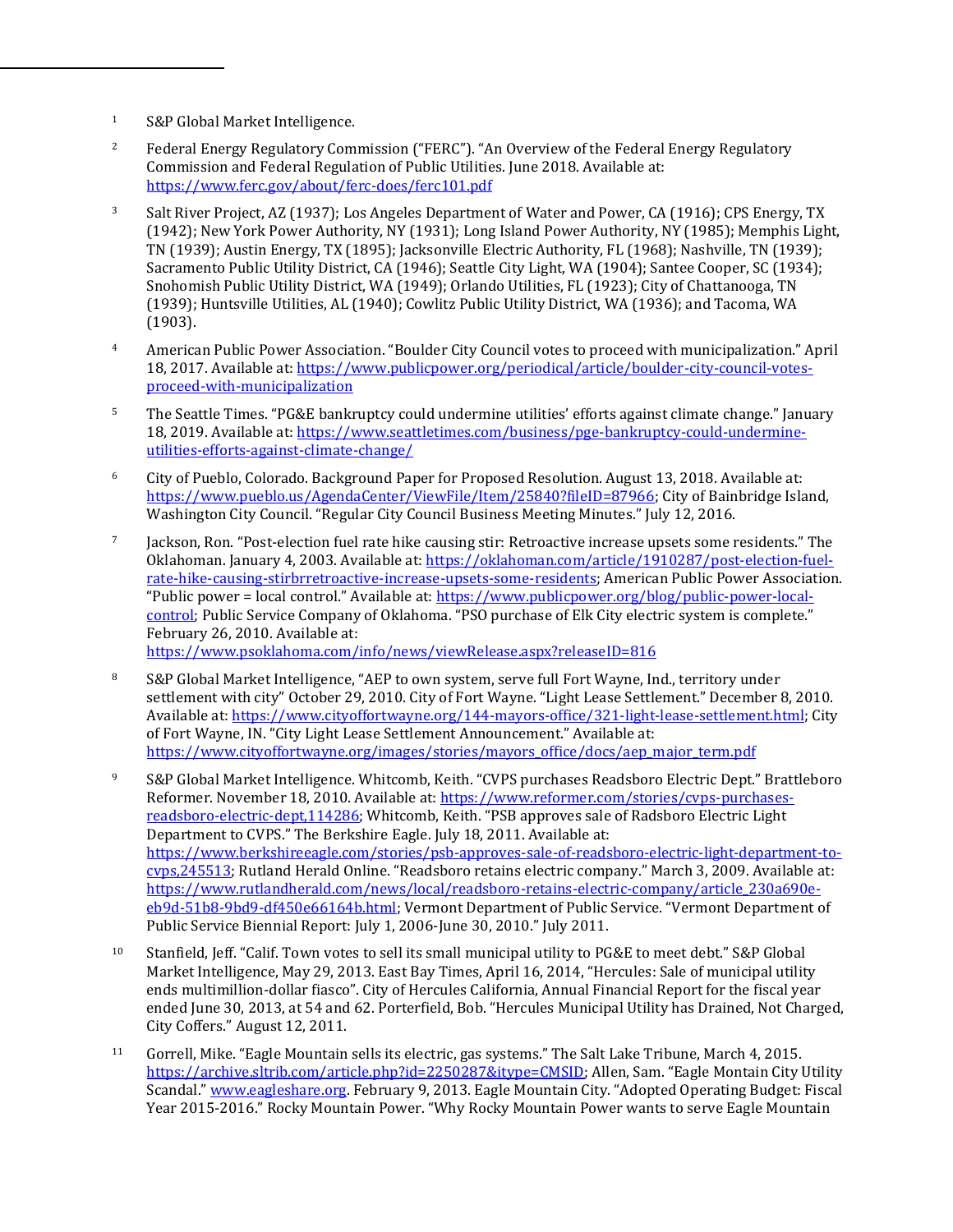1. S&P Global Market Intelligence.

2. Federal Energy Regulatory Commission ("FERC"). "An Overview of the Federal Energy Regulatory Commission and Federal Regulation of Public Utilities. June 2018. Available at: https://www.ferc.gov/about/ferc-does/ferc101.pdf

3. Salt River Project, AZ (1937); Los Angeles Department of Water and Power, CA (1916); CPS Energy, TX (1942); New York Power Authority, NY (1931); Long Island Power Authority, NY (1985); Memphis Light, TN (1939); Austin Energy, TX (1895); Jacksonville Electric Authority, FL (1968); Nashville, TN (1939); Sacramento Public Utility District, CA (1946); Seattle City Light, WA (1904); Santee Cooper, SC (1934); Snohomish Public Utility District, WA (1949); Orlando Utilities, FL (1923); City of Chattanooga, TN (1939); Huntsville Utilities, AL (1940); Cowlitz Public Utility District, WA (1936); and Tacoma, WA (1903).

4. American Public Power Association. "Boulder City Council votes to proceed with municipalization." April 18, 2017. Available at: https://www.publicpower.org/periodical/article/boulder-city-council-votes-proceed-with-municipalization

5. The Seattle Times. "PG&E bankruptcy could undermine utilities' efforts against climate change." January 18, 2019. Available at: https://www.seattletimes.com/business/pge-bankruptcy-could-undermine-utilities-efforts-against-climate-change/

6. City of Pueblo, Colorado. Background Paper for Proposed Resolution. August 13, 2018. Available at: https://www.pueblo.us/AgendaCenter/ViewFile/Item/25840?fileID=87966; City of Bainbridge Island, Washington City Council. "Regular City Council Business Meeting Minutes." July 12, 2016.

7. Jackson, Ron. "Post-election fuel rate hike causing stir: Retroactive increase upsets some residents." The Oklahoman. January 4, 2003. Available at: https://oklahoman.com/article/1910287/post-election-fuel-rate-hike-causing-stirbrretroactive-increase-upsets-some-residents; American Public Power Association. "Public power = local control." Available at: https://www.publicpower.org/blog/public-power-local-control; Public Service Company of Oklahoma. "PSO purchase of Elk City electric system is complete." February 26, 2010. Available at: https://www.psoklahoma.com/info/news/viewRelease.aspx?releaseID=816

8. S&P Global Market Intelligence, "AEP to own system, serve full Fort Wayne, Ind., territory under settlement with city" October 29, 2010. City of Fort Wayne. "Light Lease Settlement." December 8, 2010. Available at: https://www.cityoffortwayne.org/144-mayors-office/321-light-lease-settlement.html; City of Fort Wayne, IN. "City Light Lease Settlement Announcement." Available at: https://www.cityoffortwayne.org/images/stories/mayors_office/docs/aep_major_term.pdf

9. S&P Global Market Intelligence. Whitcomb, Keith. "CVPS purchases Readsboro Electric Dept." Brattleboro Reformer. November 18, 2010. Available at: https://www.reformer.com/stories/cvps-purchases-readsboro-electric-dept,114286; Whitcomb, Keith. "PSB approves sale of Radsboro Electric Light Department to CVPS." The Berkshire Eagle. July 18, 2011. Available at: https://www.berkshireeagle.com/stories/psb-approves-sale-of-readsboro-electric-light-department-to-cvps,245513; Rutland Herald Online. "Readsboro retains electric company." March 3, 2009. Available at: https://www.rutlandherald.com/news/local/readsboro-retains-electric-company/article_230a690e-eb9d-51b8-9bd9-df450e66164b.html; Vermont Department of Public Service. "Vermont Department of Public Service Biennial Report: July 1, 2006-June 30, 2010." July 2011.

10. Stanfield, Jeff. "Calif. Town votes to sell its small municipal utility to PG&E to meet debt." S&P Global Market Intelligence, May 29, 2013. East Bay Times, April 16, 2014, "Hercules: Sale of municipal utility ends multimillion-dollar fiasco". City of Hercules California, Annual Financial Report for the fiscal year ended June 30, 2013, at 54 and 62. Porterfield, Bob. "Hercules Municipal Utility has Drained, Not Charged, City Coffers." August 12, 2011.

11. Gorrell, Mike. "Eagle Mountain sells its electric, gas systems." The Salt Lake Tribune, March 4, 2015. https://archive.sltrib.com/article.php?id=2250287&itype=CMSID; Allen, Sam. "Eagle Montain City Utility Scandal." www.eagleshare.org. February 9, 2013. Eagle Mountain City. "Adopted Operating Budget: Fiscal Year 2015-2016." Rocky Mountain Power. "Why Rocky Mountain Power wants to serve Eagle Mountain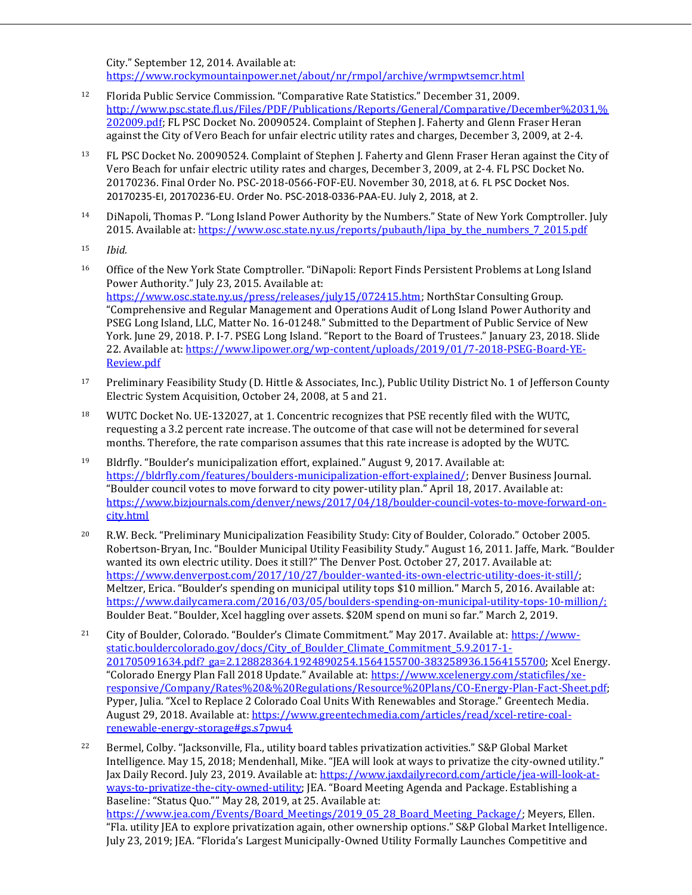City." September 12, 2014. Available at: https://www.rockymountainpower.net/about/nr/rmpol/archive/wrmpwtsemcr.html

12 Florida Public Service Commission. "Comparative Rate Statistics." December 31, 2009. http://www.psc.state.fl.us/Files/PDF/Publications/Reports/General/Comparative/December%2031,%202009.pdf; FL PSC Docket No. 20090524. Complaint of Stephen J. Faherty and Glenn Fraser Heran against the City of Vero Beach for unfair electric utility rates and charges, December 3, 2009, at 2-4.

13 FL PSC Docket No. 20090524. Complaint of Stephen J. Faherty and Glenn Fraser Heran against the City of Vero Beach for unfair electric utility rates and charges, December 3, 2009, at 2-4. FL PSC Docket No. 20170236. Final Order No. PSC-2018-0566-FOF-EU. November 30, 2018, at 6. FL PSC Docket Nos. 20170235-EI, 20170236-EU. Order No. PSC-2018-0336-PAA-EU. July 2, 2018, at 2.

14 DiNapoli, Thomas P. "Long Island Power Authority by the Numbers." State of New York Comptroller. July 2015. Available at: https://www.osc.state.ny.us/reports/pubauth/lipa_by_the_numbers_7_2015.pdf

15 *Ibid.*

16 Office of the New York State Comptroller. "DiNapoli: Report Finds Persistent Problems at Long Island Power Authority." July 23, 2015. Available at: https://www.osc.state.ny.us/press/releases/july15/072415.htm; NorthStar Consulting Group. "Comprehensive and Regular Management and Operations Audit of Long Island Power Authority and PSEG Long Island, LLC, Matter No. 16-01248." Submitted to the Department of Public Service of New York. June 29, 2018. P. I-7. PSEG Long Island. "Report to the Board of Trustees." January 23, 2018. Slide 22. Available at: https://www.lipower.org/wp-content/uploads/2019/01/7-2018-PSEG-Board-YE-Review.pdf

17 Preliminary Feasibility Study (D. Hittle & Associates, Inc.), Public Utility District No. 1 of Jefferson County Electric System Acquisition, October 24, 2008, at 5 and 21.

18 WUTC Docket No. UE-132027, at 1. Concentric recognizes that PSE recently filed with the WUTC, requesting a 3.2 percent rate increase. The outcome of that case will not be determined for several months. Therefore, the rate comparison assumes that this rate increase is adopted by the WUTC.

19 Bldrfly. "Boulder's municipalization effort, explained." August 9, 2017. Available at: https://bldrfly.com/features/boulders-municipalization-effort-explained/; Denver Business Journal. "Boulder council votes to move forward to city power-utility plan." April 18, 2017. Available at: https://www.bizjournals.com/denver/news/2017/04/18/boulder-council-votes-to-move-forward-on-city.html

20 R.W. Beck. "Preliminary Municipalization Feasibility Study: City of Boulder, Colorado." October 2005. Robertson-Bryan, Inc. "Boulder Municipal Utility Feasibility Study." August 16, 2011. Jaffe, Mark. "Boulder wanted its own electric utility. Does it still?" The Denver Post. October 27, 2017. Available at: https://www.denverpost.com/2017/10/27/boulder-wanted-its-own-electric-utility-does-it-still/; Meltzer, Erica. "Boulder's spending on municipal utility tops $10 million." March 5, 2016. Available at: https://www.dailycamera.com/2016/03/05/boulders-spending-on-municipal-utility-tops-10-million/; Boulder Beat. "Boulder, Xcel haggling over assets. $20M spend on muni so far." March 2, 2019.

21 City of Boulder, Colorado. "Boulder's Climate Commitment." May 2017. Available at: https://www-static.bouldercolorado.gov/docs/City_of_Boulder_Climate_Commitment_5.9.2017-1-201705091634.pdf?_ga=2.128828364.1924890254.1564155700-383258936.1564155700; Xcel Energy. "Colorado Energy Plan Fall 2018 Update." Available at: https://www.xcelenergy.com/staticfiles/xe-responsive/Company/Rates%20&%20Regulations/Resource%20Plans/CO-Energy-Plan-Fact-Sheet.pdf; Pyper, Julia. "Xcel to Replace 2 Colorado Coal Units With Renewables and Storage." Greentech Media. August 29, 2018. Available at: https://www.greentechmedia.com/articles/read/xcel-retire-coal-renewable-energy-storage#gs.s7pwu4

22 Bermel, Colby. "Jacksonville, Fla., utility board tables privatization activities." S&P Global Market Intelligence. May 15, 2018; Mendenhall, Mike. "JEA will look at ways to privatize the city-owned utility." Jax Daily Record. July 23, 2019. Available at: https://www.jaxdailyrecord.com/article/jea-will-look-at-ways-to-privatize-the-city-owned-utility; JEA. "Board Meeting Agenda and Package. Establishing a Baseline: "Status Quo."" May 28, 2019, at 25. Available at: https://www.jea.com/Events/Board_Meetings/2019_05_28_Board_Meeting_Package/; Meyers, Ellen. "Fla. utility JEA to explore privatization again, other ownership options." S&P Global Market Intelligence. July 23, 2019; JEA. "Florida's Largest Municipally-Owned Utility Formally Launches Competitive and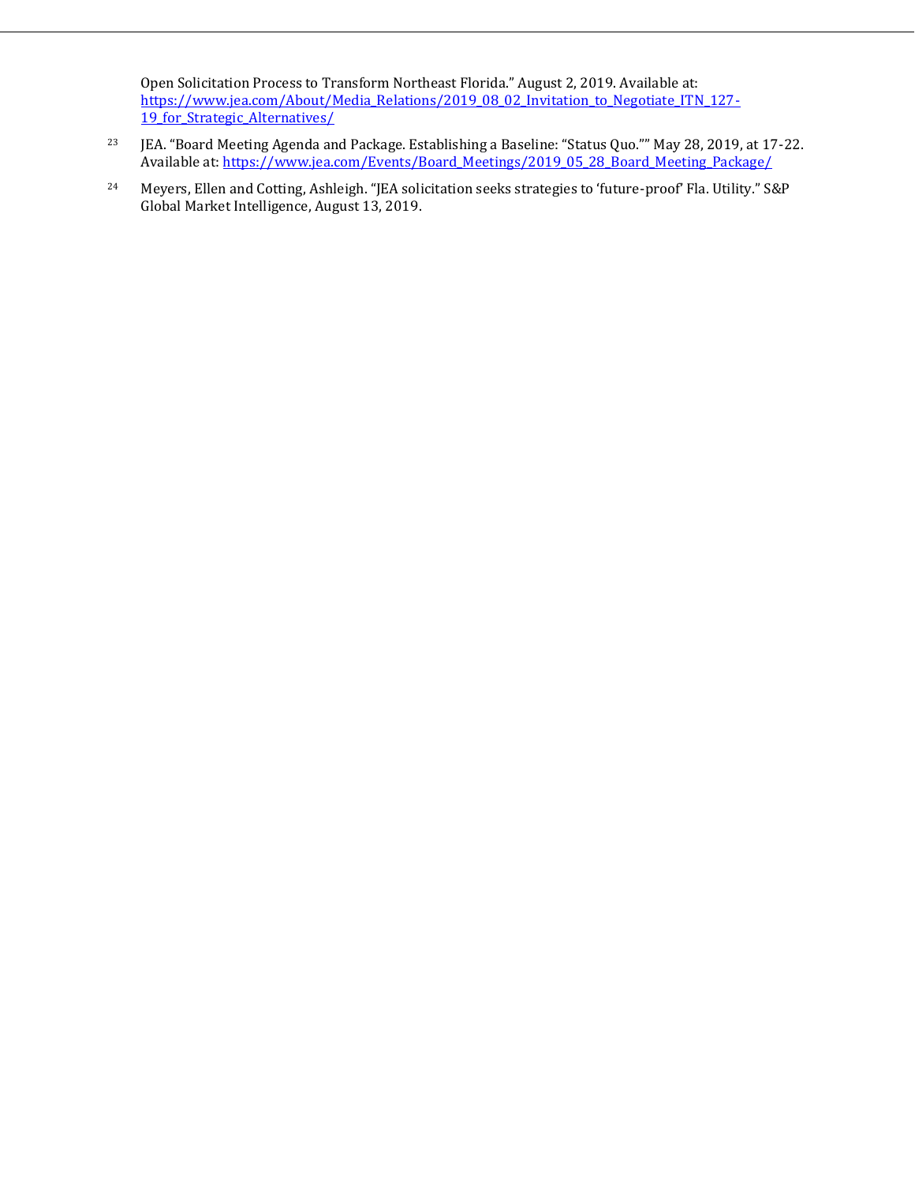Open Solicitation Process to Transform Northeast Florida." August 2, 2019. Available at: https://www.jea.com/About/Media_Relations/2019_08_02_Invitation_to_Negotiate_ITN_127-19_for_Strategic_Alternatives/

23 JEA. "Board Meeting Agenda and Package. Establishing a Baseline: "Status Quo."" May 28, 2019, at 17-22. Available at: https://www.jea.com/Events/Board_Meetings/2019_05_28_Board_Meeting_Package/

24 Meyers, Ellen and Cotting, Ashleigh. "JEA solicitation seeks strategies to 'future-proof' Fla. Utility." S&P Global Market Intelligence, August 13, 2019.